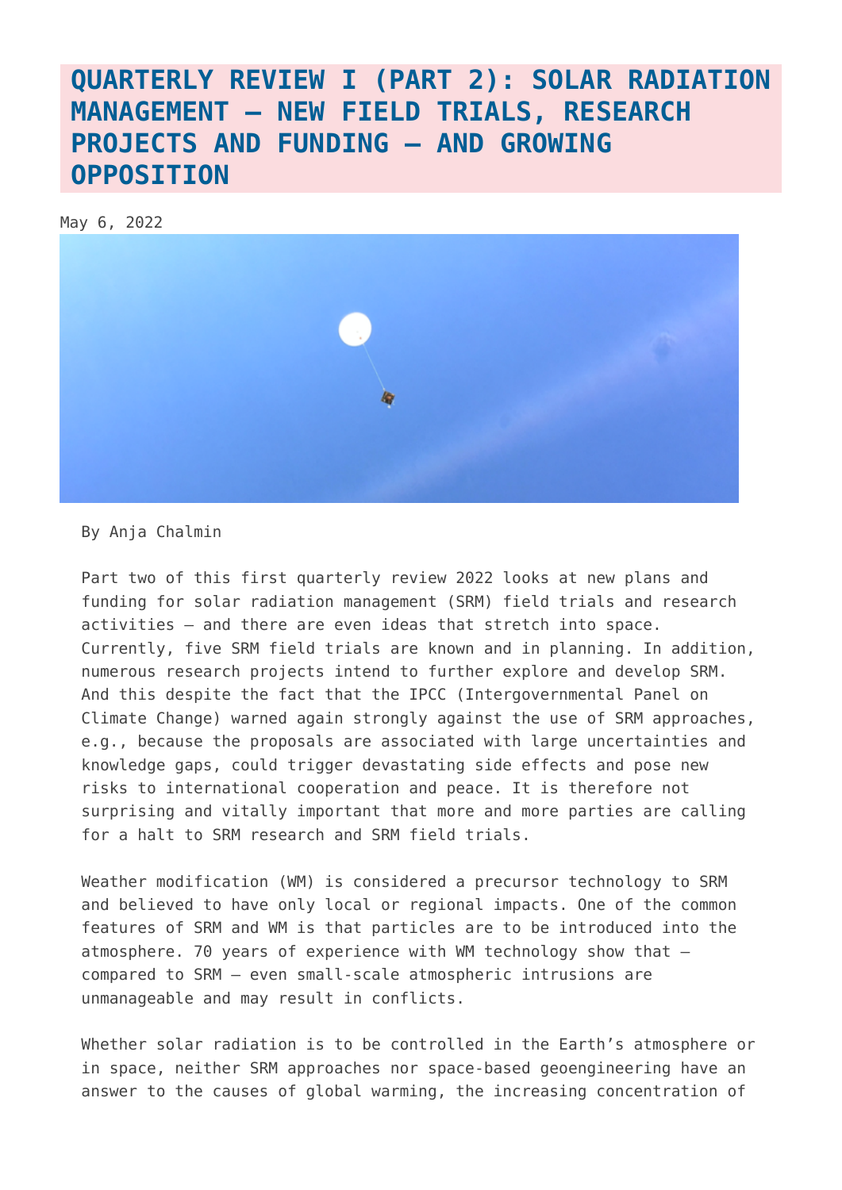# QUARTERLY REVIEW I (PART 2): SOLAR RADIATION MANAGEMENT – NEW FIELD TRIALS, RESEARCH PROJECTS AND FUNDING – AND GROWING OPPOSITION

May 6, 2022

By Anja Chalmin

Part two of this first quarterly review 2022 looks at new plans and funding for solar radiation management (SRM) field trials and research activities – and there are even ideas that stretch into space. Currently, five SRM field trials are known and in planning. In addition, numerous research projects intend to further explore and develop SRM. And this despite the fact that the IPCC (Intergovernmental Panel on Climate Change) warned again strongly against the use of SRM approaches, e.g., because the proposals are associated with large uncertainties and knowledge gaps, could trigger devastating side effects and pose new risks to international cooperation and peace. It is therefore not surprising and vitally important that more and more parties are calling for a halt to SRM research and SRM field trials.

Weather modification (WM) is considered a precursor technology to SRM and believed to have only local or regional impacts. One of the common features of SRM and WM is that particles are to be introduced into the atmosphere. 70 years of experience with WM technology show that – compared to SRM – even small-scale atmospheric intrusions are unmanageable and may result in conflicts.

Whether solar radiation is to be controlled in the Earth's atmosphere or in space, neither SRM approaches nor space-based geoengineering have an answer to the causes of global warming, the increasing concentration of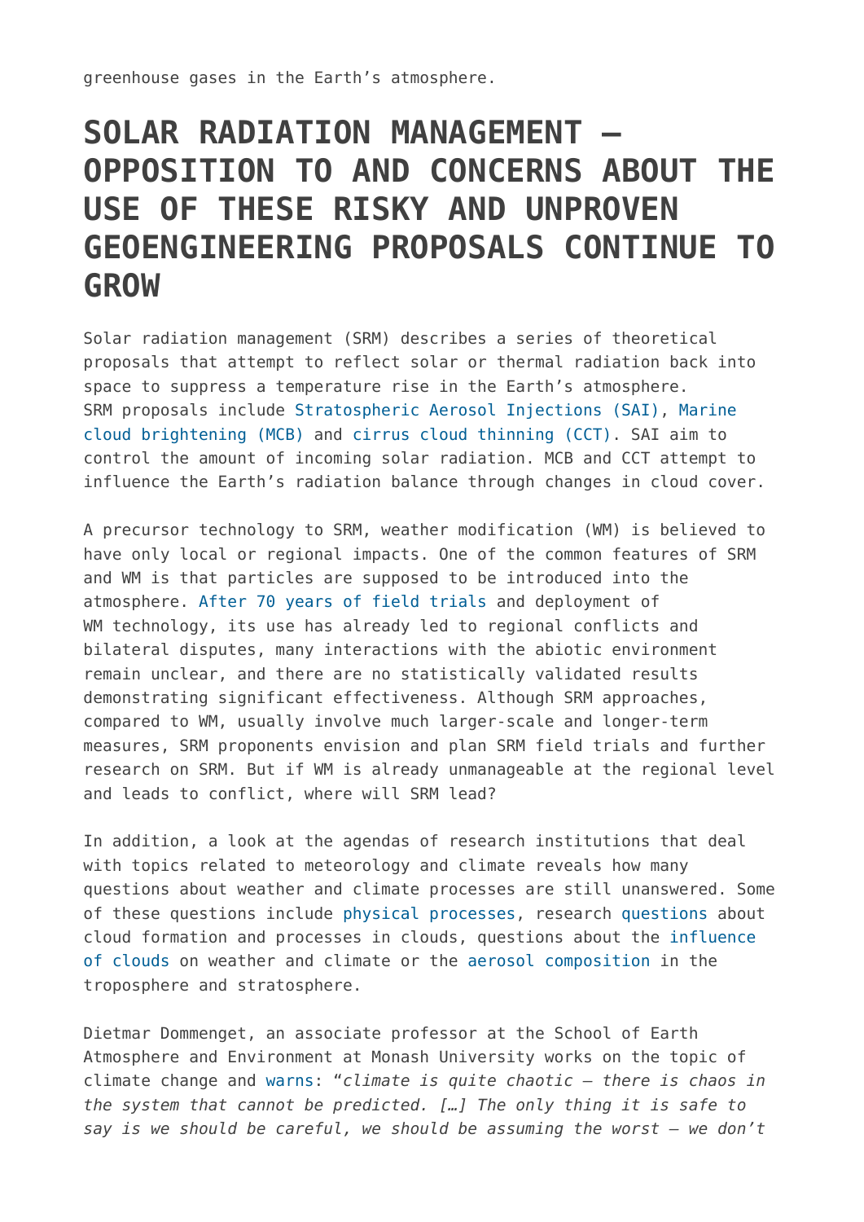greenhouse gases in the Earth's atmosphere.

## SOLAR RADIATION MANAGEMENT – OPPOSITION TO AND CONCERNS ABOUT THE USE OF THESE RISKY AND UNPROVEN GEOENGINEERING PROPOSALS CONTINUE TO GROW

Solar radiation management (SRM) describes a series of theoretical proposals that attempt to reflect solar or thermal radiation back into space to suppress a temperature rise in the Earth's atmosphere. SRM proposals include Stratospheric Aerosol Injections (SAI), Marine cloud brightening (MCB) and cirrus cloud thinning (CCT). SAI aim to control the amount of incoming solar radiation. MCB and CCT attempt to influence the Earth's radiation balance through changes in cloud cover.

A precursor technology to SRM, weather modification (WM) is believed to have only local or regional impacts. One of the common features of SRM and WM is that particles are supposed to be introduced into the atmosphere. After 70 years of field trials and deployment of WM technology, its use has already led to regional conflicts and bilateral disputes, many interactions with the abiotic environment remain unclear, and there are no statistically validated results demonstrating significant effectiveness. Although SRM approaches, compared to WM, usually involve much larger-scale and longer-term measures, SRM proponents envision and plan SRM field trials and further research on SRM. But if WM is already unmanageable at the regional level and leads to conflict, where will SRM lead?

In addition, a look at the agendas of research institutions that deal with topics related to meteorology and climate reveals how many questions about weather and climate processes are still unanswered. Some of these questions include physical processes, research questions about cloud formation and processes in clouds, questions about the influence of clouds on weather and climate or the aerosol composition in the troposphere and stratosphere.

Dietmar Dommenget, an associate professor at the School of Earth Atmosphere and Environment at Monash University works on the topic of climate change and warns: "*climate is quite chaotic – there is chaos in the system that cannot be predicted. […] The only thing it is safe to say is we should be careful, we should be assuming the worst – we don't*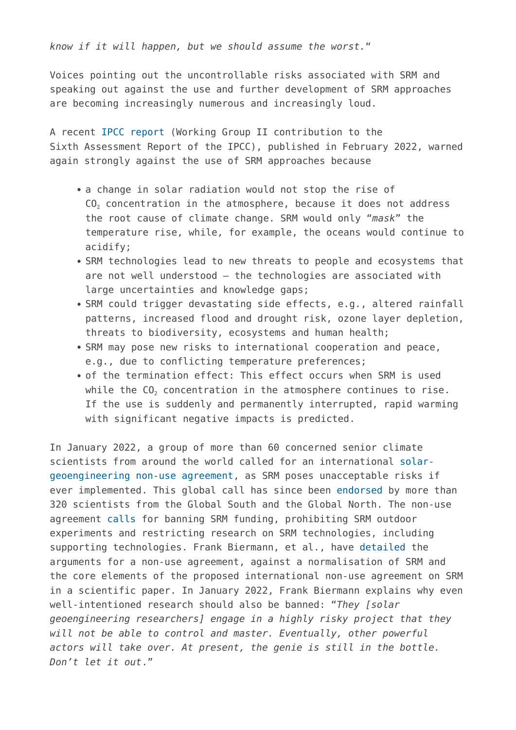*know if it will happen, but we should assume the worst.*"

Voices pointing out the uncontrollable risks associated with SRM and speaking out against the use and further development of SRM approaches are becoming increasingly numerous and increasingly loud.

A recent IPCC report (Working Group II contribution to the Sixth Assessment Report of the IPCC), published in February 2022, warned again strongly against the use of SRM approaches because

- a change in solar radiation would not stop the rise of $CO_2$ concentration in the atmosphere, because it does not address the root cause of climate change. SRM would only "*mask*" the temperature rise, while, for example, the oceans would continue to acidify;
- SRM technologies lead to new threats to people and ecosystems that are not well understood – the technologies are associated with large uncertainties and knowledge gaps;
- SRM could trigger devastating side effects, e.g., altered rainfall patterns, increased flood and drought risk, ozone layer depletion, threats to biodiversity, ecosystems and human health;
- SRM may pose new risks to international cooperation and peace, e.g., due to conflicting temperature preferences;
- of the termination effect: This effect occurs when SRM is used while the $CO_2$ concentration in the atmosphere continues to rise. If the use is suddenly and permanently interrupted, rapid warming with significant negative impacts is predicted.

In January 2022, a group of more than 60 concerned senior climate scientists from around the world called for an international solar-geoengineering non-use agreement, as SRM poses unacceptable risks if ever implemented. This global call has since been endorsed by more than 320 scientists from the Global South and the Global North. The non-use agreement calls for banning SRM funding, prohibiting SRM outdoor experiments and restricting research on SRM technologies, including supporting technologies. Frank Biermann, et al., have detailed the arguments for a non-use agreement, against a normalisation of SRM and the core elements of the proposed international non-use agreement on SRM in a scientific paper. In January 2022, Frank Biermann explains why even well-intentioned research should also be banned: "*They [solar geoengineering researchers] engage in a highly risky project that they will not be able to control and master. Eventually, other powerful actors will take over. At present, the genie is still in the bottle. Don't let it out.*"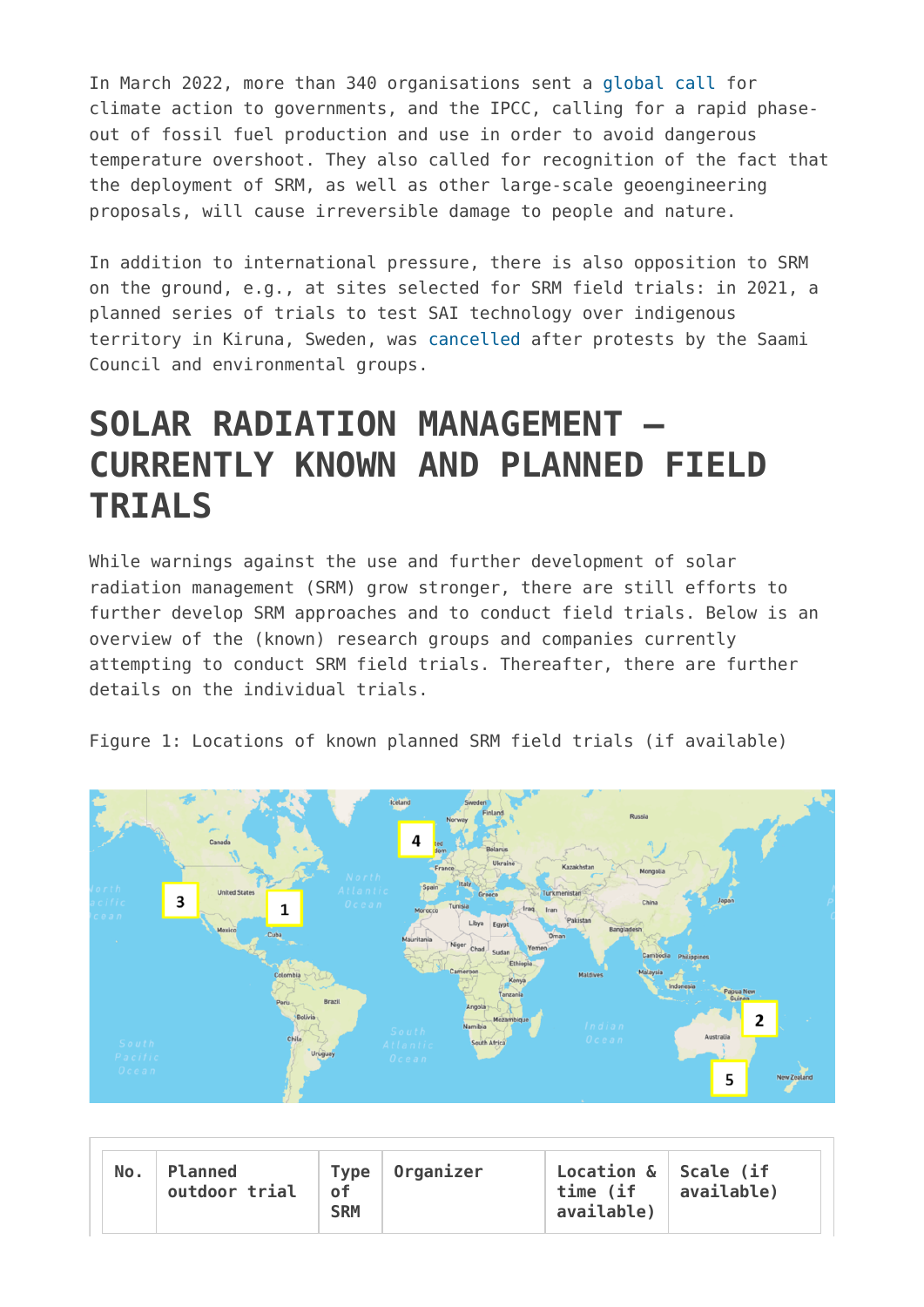In March 2022, more than 340 organisations sent a global call for climate action to governments, and the IPCC, calling for a rapid phase-out of fossil fuel production and use in order to avoid dangerous temperature overshoot. They also called for recognition of the fact that the deployment of SRM, as well as other large-scale geoengineering proposals, will cause irreversible damage to people and nature.

In addition to international pressure, there is also opposition to SRM on the ground, e.g., at sites selected for SRM field trials: in 2021, a planned series of trials to test SAI technology over indigenous territory in Kiruna, Sweden, was cancelled after protests by the Saami Council and environmental groups.

# SOLAR RADIATION MANAGEMENT – CURRENTLY KNOWN AND PLANNED FIELD TRIALS

While warnings against the use and further development of solar radiation management (SRM) grow stronger, there are still efforts to further develop SRM approaches and to conduct field trials. Below is an overview of the (known) research groups and companies currently attempting to conduct SRM field trials. Thereafter, there are further details on the individual trials.

Figure 1: Locations of known planned SRM field trials (if available)

| No. | Planned outdoor trial | Type of SRM | Organizer | Location & time (if available) | Scale (if available) |
|---|---|---|---|---|---|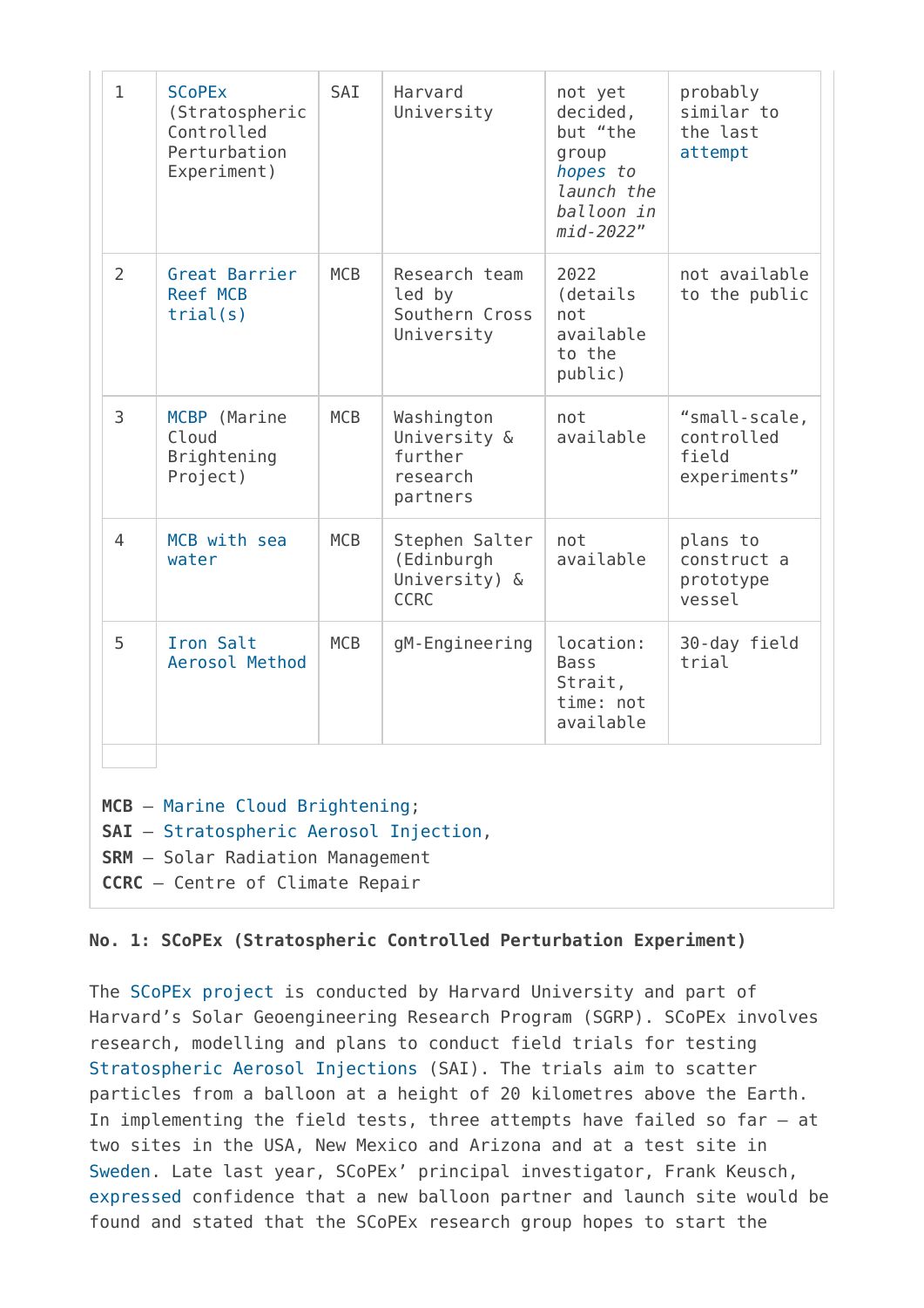| 1 | SCoPEx (Stratospheric Controlled Perturbation Experiment) | SAI | Harvard University | not yet decided, but "the group *hopes to launch the balloon in mid-2022*" | probably similar to the last attempt |
|---|---|---|---|---|---|
| 2 | Great Barrier Reef MCB trial(s) | MCB | Research team led by Southern Cross University | 2022 (details not available to the public) | not available to the public |
| 3 | MCBP (Marine Cloud Brightening Project) | MCB | Washington University & further research partners | not available | "small-scale, controlled field experiments" |
| 4 | MCB with sea water | MCB | Stephen Salter (Edinburgh University) & CCRC | not available | plans to construct a prototype vessel |
| 5 | Iron Salt Aerosol Method | MCB | gM-Engineering | location: Bass Strait, time: not available | 30-day field trial |

**MCB** – Marine Cloud Brightening;
**SAI** – Stratospheric Aerosol Injection,
**SRM** – Solar Radiation Management
**CCRC** – Centre of Climate Repair

**No. 1: SCoPEx (Stratospheric Controlled Perturbation Experiment)**

The SCoPEx project is conducted by Harvard University and part of Harvard's Solar Geoengineering Research Program (SGRP). SCoPEx involves research, modelling and plans to conduct field trials for testing Stratospheric Aerosol Injections (SAI). The trials aim to scatter particles from a balloon at a height of 20 kilometres above the Earth. In implementing the field tests, three attempts have failed so far – at two sites in the USA, New Mexico and Arizona and at a test site in Sweden. Late last year, SCoPEx' principal investigator, Frank Keusch, expressed confidence that a new balloon partner and launch site would be found and stated that the SCoPEx research group hopes to start the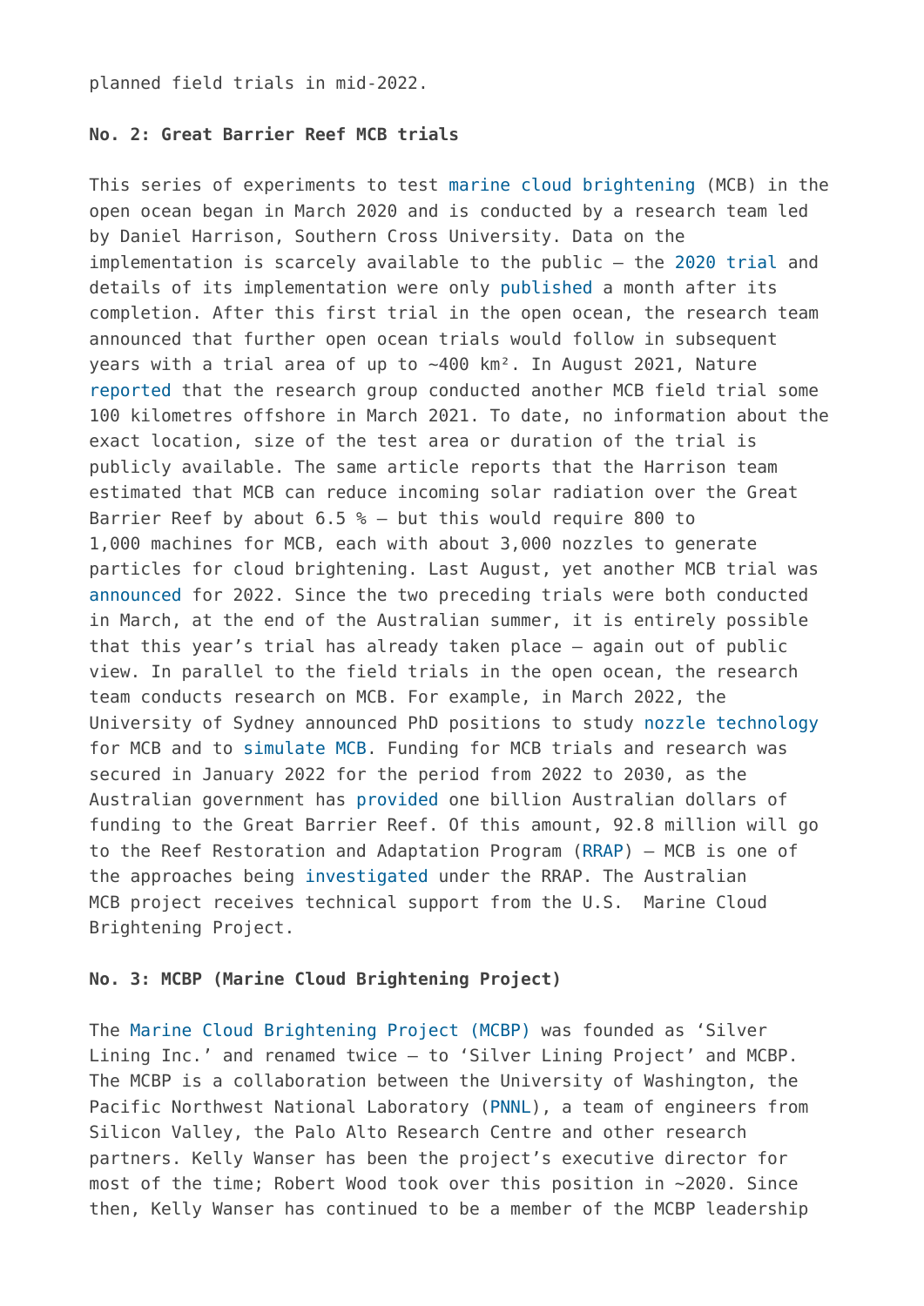planned field trials in mid-2022.

**No. 2: Great Barrier Reef MCB trials**

This series of experiments to test marine cloud brightening (MCB) in the open ocean began in March 2020 and is conducted by a research team led by Daniel Harrison, Southern Cross University. Data on the implementation is scarcely available to the public – the 2020 trial and details of its implementation were only published a month after its completion. After this first trial in the open ocean, the research team announced that further open ocean trials would follow in subsequent years with a trial area of up to ~400 km². In August 2021, Nature reported that the research group conducted another MCB field trial some 100 kilometres offshore in March 2021. To date, no information about the exact location, size of the test area or duration of the trial is publicly available. The same article reports that the Harrison team estimated that MCB can reduce incoming solar radiation over the Great Barrier Reef by about 6.5 % – but this would require 800 to 1,000 machines for MCB, each with about 3,000 nozzles to generate particles for cloud brightening. Last August, yet another MCB trial was announced for 2022. Since the two preceding trials were both conducted in March, at the end of the Australian summer, it is entirely possible that this year's trial has already taken place – again out of public view. In parallel to the field trials in the open ocean, the research team conducts research on MCB. For example, in March 2022, the University of Sydney announced PhD positions to study nozzle technology for MCB and to simulate MCB. Funding for MCB trials and research was secured in January 2022 for the period from 2022 to 2030, as the Australian government has provided one billion Australian dollars of funding to the Great Barrier Reef. Of this amount, 92.8 million will go to the Reef Restoration and Adaptation Program (RRAP) – MCB is one of the approaches being investigated under the RRAP. The Australian MCB project receives technical support from the U.S. Marine Cloud Brightening Project.

**No. 3: MCBP (Marine Cloud Brightening Project)**

The Marine Cloud Brightening Project (MCBP) was founded as 'Silver Lining Inc.' and renamed twice – to 'Silver Lining Project' and MCBP. The MCBP is a collaboration between the University of Washington, the Pacific Northwest National Laboratory (PNNL), a team of engineers from Silicon Valley, the Palo Alto Research Centre and other research partners. Kelly Wanser has been the project's executive director for most of the time; Robert Wood took over this position in ~2020. Since then, Kelly Wanser has continued to be a member of the MCBP leadership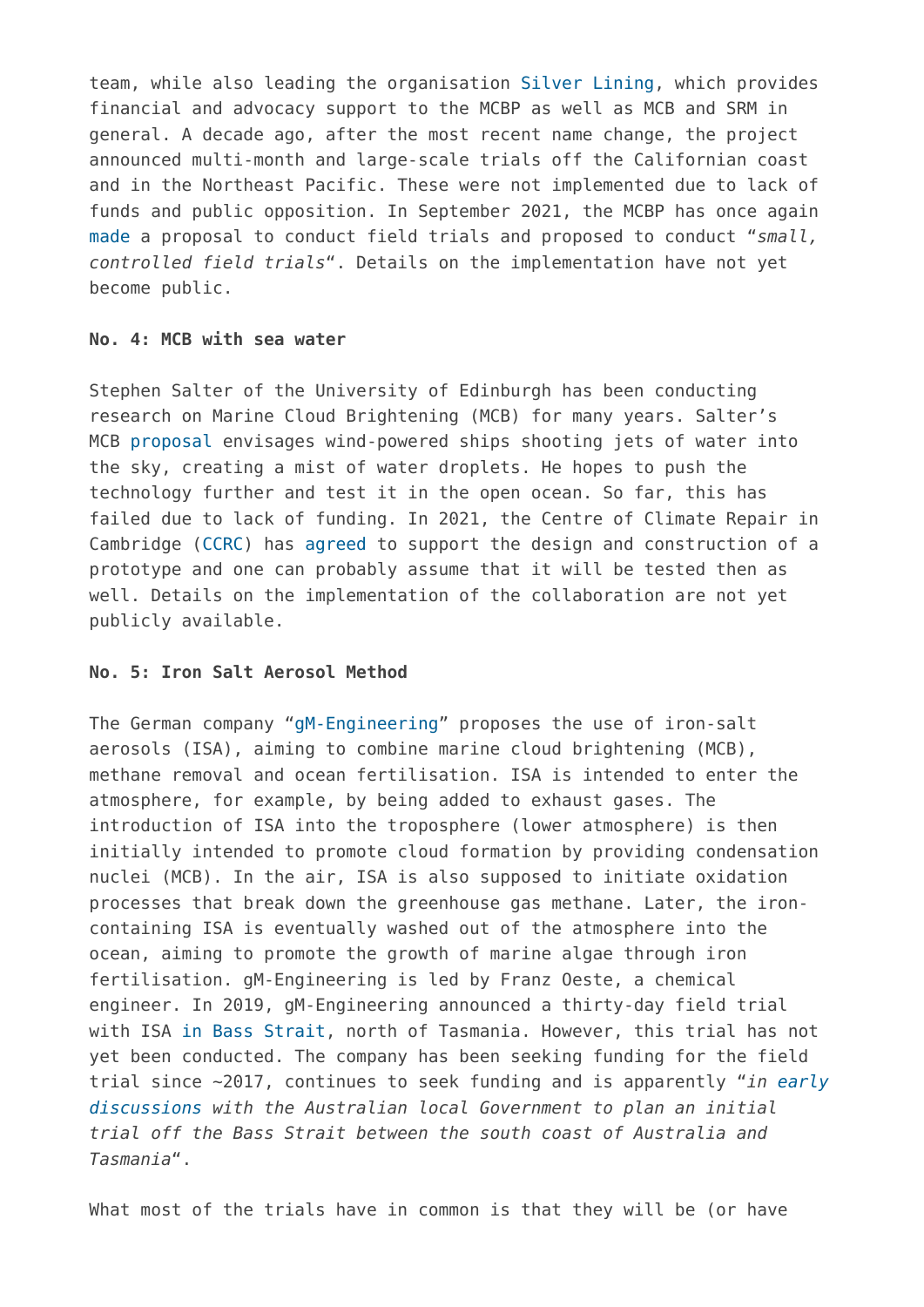team, while also leading the organisation Silver Lining, which provides financial and advocacy support to the MCBP as well as MCB and SRM in general. A decade ago, after the most recent name change, the project announced multi-month and large-scale trials off the Californian coast and in the Northeast Pacific. These were not implemented due to lack of funds and public opposition. In September 2021, the MCBP has once again made a proposal to conduct field trials and proposed to conduct "*small, controlled field trials*". Details on the implementation have not yet become public.

**No. 4: MCB with sea water**

Stephen Salter of the University of Edinburgh has been conducting research on Marine Cloud Brightening (MCB) for many years. Salter's MCB proposal envisages wind-powered ships shooting jets of water into the sky, creating a mist of water droplets. He hopes to push the technology further and test it in the open ocean. So far, this has failed due to lack of funding. In 2021, the Centre of Climate Repair in Cambridge (CCRC) has agreed to support the design and construction of a prototype and one can probably assume that it will be tested then as well. Details on the implementation of the collaboration are not yet publicly available.

**No. 5: Iron Salt Aerosol Method**

The German company "gM-Engineering" proposes the use of iron-salt aerosols (ISA), aiming to combine marine cloud brightening (MCB), methane removal and ocean fertilisation. ISA is intended to enter the atmosphere, for example, by being added to exhaust gases. The introduction of ISA into the troposphere (lower atmosphere) is then initially intended to promote cloud formation by providing condensation nuclei (MCB). In the air, ISA is also supposed to initiate oxidation processes that break down the greenhouse gas methane. Later, the iron-containing ISA is eventually washed out of the atmosphere into the ocean, aiming to promote the growth of marine algae through iron fertilisation. gM-Engineering is led by Franz Oeste, a chemical engineer. In 2019, gM-Engineering announced a thirty-day field trial with ISA in Bass Strait, north of Tasmania. However, this trial has not yet been conducted. The company has been seeking funding for the field trial since ~2017, continues to seek funding and is apparently "*in early discussions with the Australian local Government to plan an initial trial off the Bass Strait between the south coast of Australia and Tasmania*".

What most of the trials have in common is that they will be (or have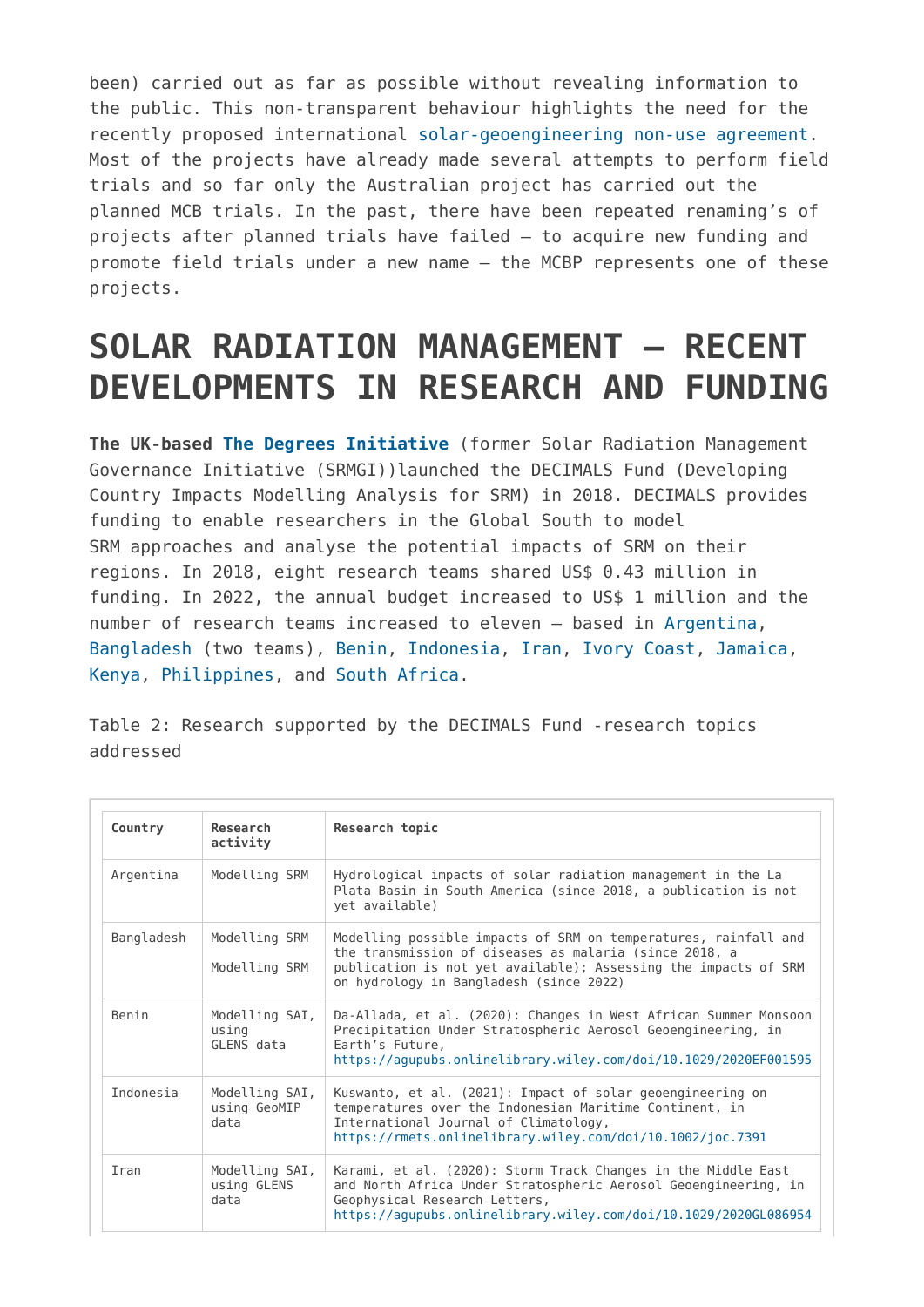been) carried out as far as possible without revealing information to the public. This non-transparent behaviour highlights the need for the recently proposed international solar-geoengineering non-use agreement. Most of the projects have already made several attempts to perform field trials and so far only the Australian project has carried out the planned MCB trials. In the past, there have been repeated renaming's of projects after planned trials have failed – to acquire new funding and promote field trials under a new name – the MCBP represents one of these projects.

# SOLAR RADIATION MANAGEMENT – RECENT DEVELOPMENTS IN RESEARCH AND FUNDING

**The UK-based The Degrees Initiative** (former Solar Radiation Management Governance Initiative (SRMGI))launched the DECIMALS Fund (Developing Country Impacts Modelling Analysis for SRM) in 2018. DECIMALS provides funding to enable researchers in the Global South to model SRM approaches and analyse the potential impacts of SRM on their regions. In 2018, eight research teams shared US$ 0.43 million in funding. In 2022, the annual budget increased to US$ 1 million and the number of research teams increased to eleven – based in Argentina, Bangladesh (two teams), Benin, Indonesia, Iran, Ivory Coast, Jamaica, Kenya, Philippines, and South Africa.

Table 2: Research supported by the DECIMALS Fund -research topics addressed

| Country | Research activity | Research topic |
|---|---|---|
| Argentina | Modelling SRM | Hydrological impacts of solar radiation management in the La Plata Basin in South America (since 2018, a publication is not yet available) |
| Bangladesh | Modelling SRM<br>Modelling SRM | Modelling possible impacts of SRM on temperatures, rainfall and the transmission of diseases as malaria (since 2018, a publication is not yet available); Assessing the impacts of SRM on hydrology in Bangladesh (since 2022) |
| Benin | Modelling SAI, using GLENS data | Da-Allada, et al. (2020): Changes in West African Summer Monsoon Precipitation Under Stratospheric Aerosol Geoengineering, in Earth's Future, https://agupubs.onlinelibrary.wiley.com/doi/10.1029/2020EF001595 |
| Indonesia | Modelling SAI, using GeoMIP data | Kuswanto, et al. (2021): Impact of solar geoengineering on temperatures over the Indonesian Maritime Continent, in International Journal of Climatology, https://rmets.onlinelibrary.wiley.com/doi/10.1002/joc.7391 |
| Iran | Modelling SAI, using GLENS data | Karami, et al. (2020): Storm Track Changes in the Middle East and North Africa Under Stratospheric Aerosol Geoengineering, in Geophysical Research Letters, https://agupubs.onlinelibrary.wiley.com/doi/10.1029/2020GL086954 |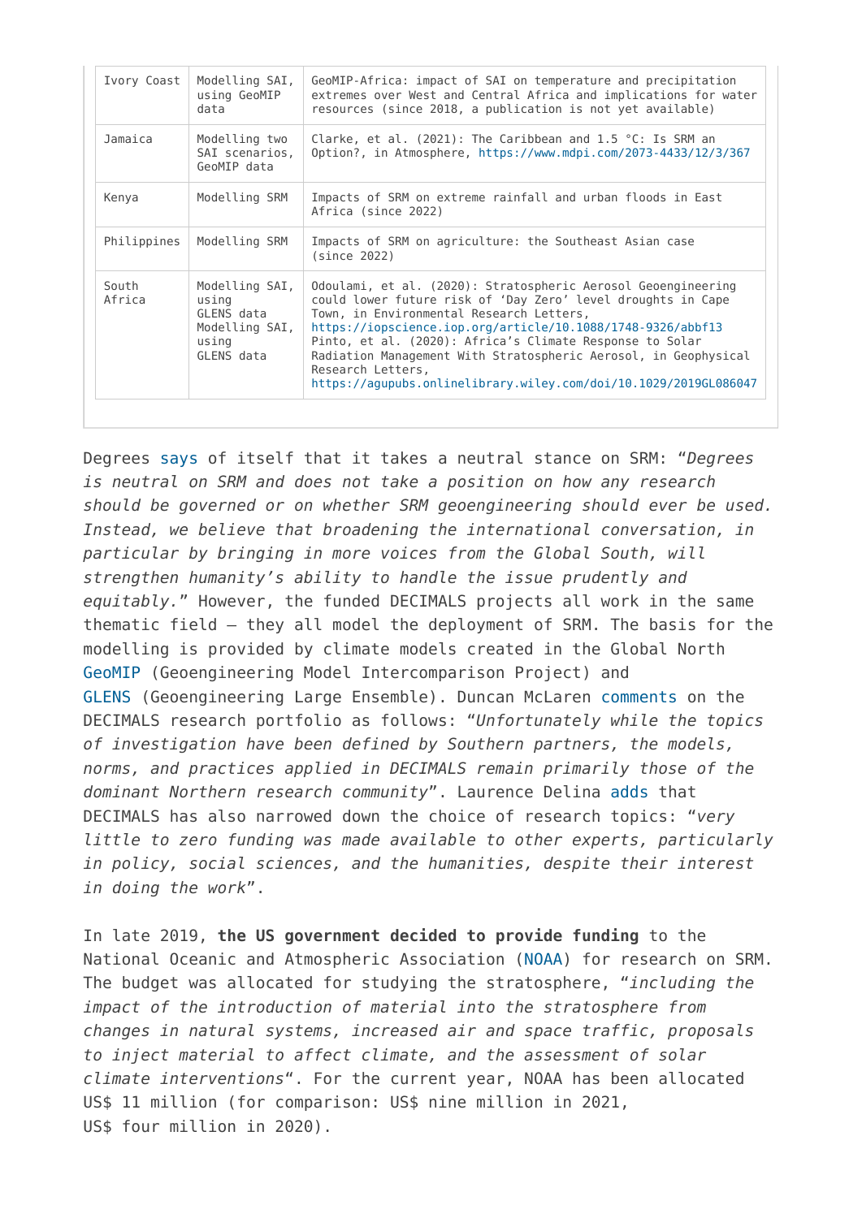| Ivory Coast | Modelling SAI, using GeoMIP data | GeoMIP-Africa: impact of SAI on temperature and precipitation extremes over West and Central Africa and implications for water resources (since 2018, a publication is not yet available) |
|---|---|---|
| Jamaica | Modelling two SAI scenarios, GeoMIP data | Clarke, et al. (2021): The Caribbean and 1.5 °C: Is SRM an Option?, in Atmosphere, https://www.mdpi.com/2073-4433/12/3/367 |
| Kenya | Modelling SRM | Impacts of SRM on extreme rainfall and urban floods in East Africa (since 2022) |
| Philippines | Modelling SRM | Impacts of SRM on agriculture: the Southeast Asian case (since 2022) |
| South Africa | Modelling SAI, using GLENS data Modelling SAI, using GLENS data | Odoulami, et al. (2020): Stratospheric Aerosol Geoengineering could lower future risk of 'Day Zero' level droughts in Cape Town, in Environmental Research Letters, https://iopscience.iop.org/article/10.1088/1748-9326/abbf13 Pinto, et al. (2020): Africa's Climate Response to Solar Radiation Management With Stratospheric Aerosol, in Geophysical Research Letters, https://agupubs.onlinelibrary.wiley.com/doi/10.1029/2019GL086047 |

Degrees says of itself that it takes a neutral stance on SRM: "*Degrees is neutral on SRM and does not take a position on how any research should be governed or on whether SRM geoengineering should ever be used. Instead, we believe that broadening the international conversation, in particular by bringing in more voices from the Global South, will strengthen humanity's ability to handle the issue prudently and equitably.*" However, the funded DECIMALS projects all work in the same thematic field – they all model the deployment of SRM. The basis for the modelling is provided by climate models created in the Global North GeoMIP (Geoengineering Model Intercomparison Project) and GLENS (Geoengineering Large Ensemble). Duncan McLaren comments on the DECIMALS research portfolio as follows: "*Unfortunately while the topics of investigation have been defined by Southern partners, the models, norms, and practices applied in DECIMALS remain primarily those of the dominant Northern research community*". Laurence Delina adds that DECIMALS has also narrowed down the choice of research topics: "*very little to zero funding was made available to other experts, particularly in policy, social sciences, and the humanities, despite their interest in doing the work*".

In late 2019, **the US government decided to provide funding** to the National Oceanic and Atmospheric Association (NOAA) for research on SRM. The budget was allocated for studying the stratosphere, "*including the impact of the introduction of material into the stratosphere from changes in natural systems, increased air and space traffic, proposals to inject material to affect climate, and the assessment of solar climate interventions*". For the current year, NOAA has been allocated US$ 11 million (for comparison: US$ nine million in 2021, US$ four million in 2020).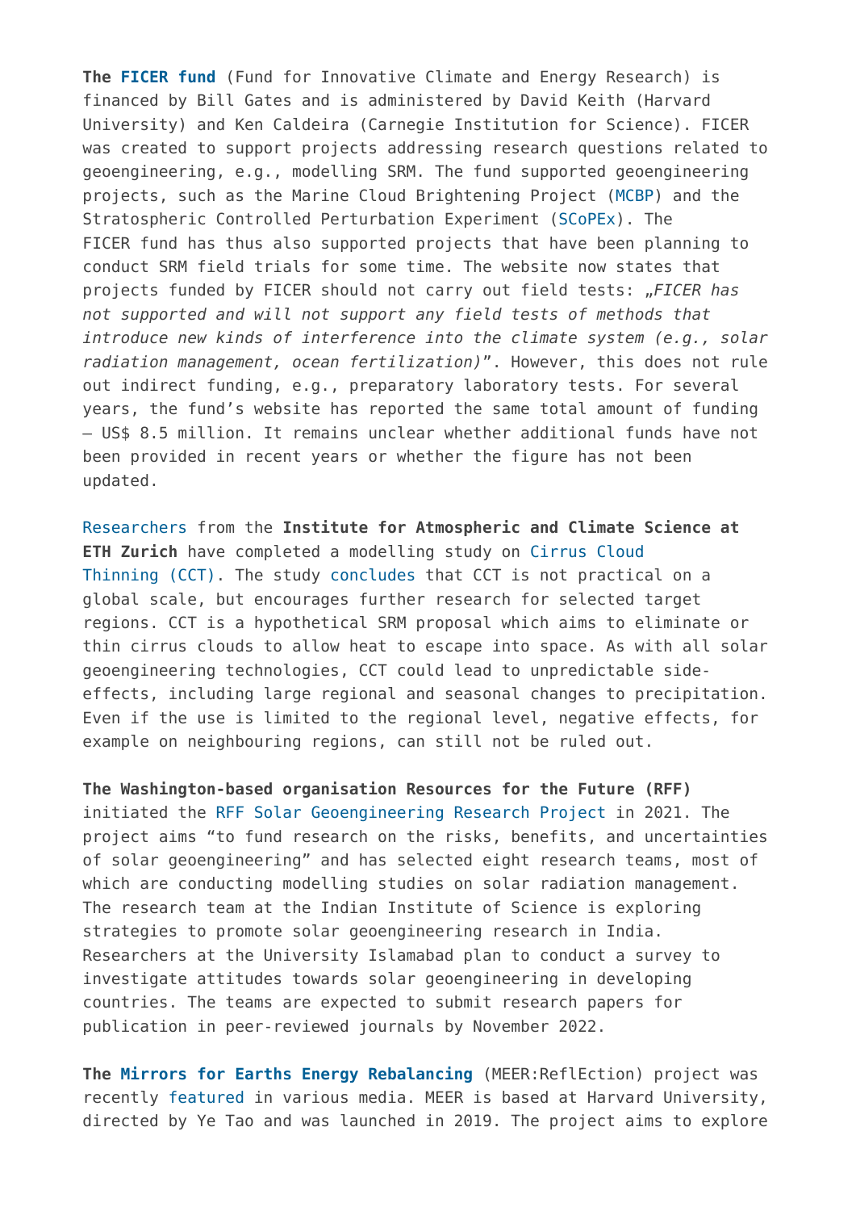**The FICER fund** (Fund for Innovative Climate and Energy Research) is financed by Bill Gates and is administered by David Keith (Harvard University) and Ken Caldeira (Carnegie Institution for Science). FICER was created to support projects addressing research questions related to geoengineering, e.g., modelling SRM. The fund supported geoengineering projects, such as the Marine Cloud Brightening Project (MCBP) and the Stratospheric Controlled Perturbation Experiment (SCoPEx). The FICER fund has thus also supported projects that have been planning to conduct SRM field trials for some time. The website now states that projects funded by FICER should not carry out field tests: „*FICER has not supported and will not support any field tests of methods that introduce new kinds of interference into the climate system (e.g., solar radiation management, ocean fertilization)*". However, this does not rule out indirect funding, e.g., preparatory laboratory tests. For several years, the fund's website has reported the same total amount of funding – US$ 8.5 million. It remains unclear whether additional funds have not been provided in recent years or whether the figure has not been updated.

Researchers from the **Institute for Atmospheric and Climate Science at ETH Zurich** have completed a modelling study on Cirrus Cloud Thinning (CCT). The study concludes that CCT is not practical on a global scale, but encourages further research for selected target regions. CCT is a hypothetical SRM proposal which aims to eliminate or thin cirrus clouds to allow heat to escape into space. As with all solar geoengineering technologies, CCT could lead to unpredictable side-effects, including large regional and seasonal changes to precipitation. Even if the use is limited to the regional level, negative effects, for example on neighbouring regions, can still not be ruled out.

**The Washington-based organisation Resources for the Future (RFF)** initiated the RFF Solar Geoengineering Research Project in 2021. The project aims "to fund research on the risks, benefits, and uncertainties of solar geoengineering" and has selected eight research teams, most of which are conducting modelling studies on solar radiation management. The research team at the Indian Institute of Science is exploring strategies to promote solar geoengineering research in India. Researchers at the University Islamabad plan to conduct a survey to investigate attitudes towards solar geoengineering in developing countries. The teams are expected to submit research papers for publication in peer-reviewed journals by November 2022.

**The Mirrors for Earths Energy Rebalancing** (MEER:ReflEction) project was recently featured in various media. MEER is based at Harvard University, directed by Ye Tao and was launched in 2019. The project aims to explore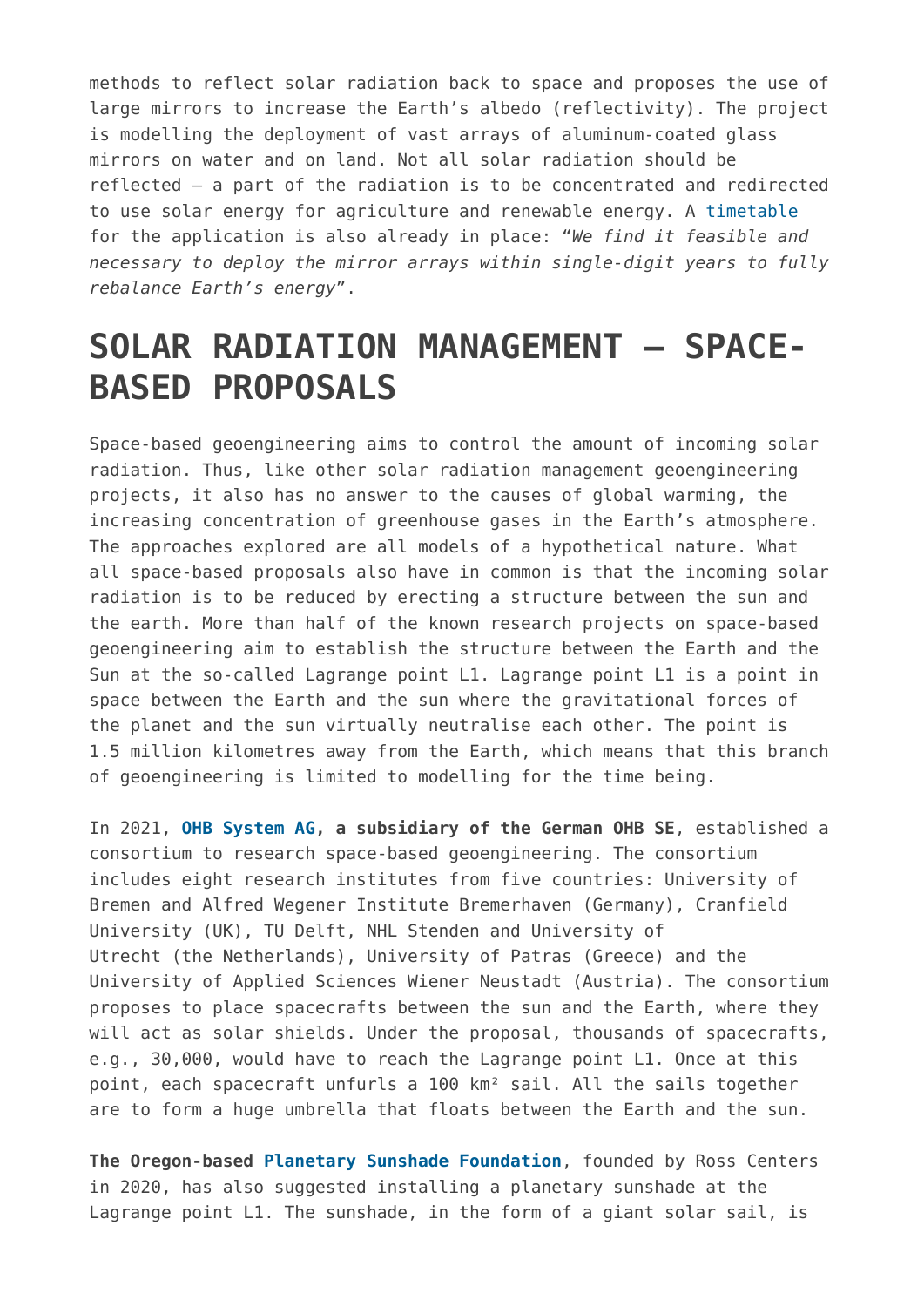methods to reflect solar radiation back to space and proposes the use of large mirrors to increase the Earth's albedo (reflectivity). The project is modelling the deployment of vast arrays of aluminum-coated glass mirrors on water and on land. Not all solar radiation should be reflected – a part of the radiation is to be concentrated and redirected to use solar energy for agriculture and renewable energy. A timetable for the application is also already in place: "*We find it feasible and necessary to deploy the mirror arrays within single-digit years to fully rebalance Earth's energy*".

# SOLAR RADIATION MANAGEMENT – SPACE-BASED PROPOSALS

Space-based geoengineering aims to control the amount of incoming solar radiation. Thus, like other solar radiation management geoengineering projects, it also has no answer to the causes of global warming, the increasing concentration of greenhouse gases in the Earth's atmosphere. The approaches explored are all models of a hypothetical nature. What all space-based proposals also have in common is that the incoming solar radiation is to be reduced by erecting a structure between the sun and the earth. More than half of the known research projects on space-based geoengineering aim to establish the structure between the Earth and the Sun at the so-called Lagrange point L1. Lagrange point L1 is a point in space between the Earth and the sun where the gravitational forces of the planet and the sun virtually neutralise each other. The point is 1.5 million kilometres away from the Earth, which means that this branch of geoengineering is limited to modelling for the time being.

In 2021, **OHB System AG, a subsidiary of the German OHB SE**, established a consortium to research space-based geoengineering. The consortium includes eight research institutes from five countries: University of Bremen and Alfred Wegener Institute Bremerhaven (Germany), Cranfield University (UK), TU Delft, NHL Stenden and University of Utrecht (the Netherlands), University of Patras (Greece) and the University of Applied Sciences Wiener Neustadt (Austria). The consortium proposes to place spacecrafts between the sun and the Earth, where they will act as solar shields. Under the proposal, thousands of spacecrafts, e.g., 30,000, would have to reach the Lagrange point L1. Once at this point, each spacecraft unfurls a 100 km² sail. All the sails together are to form a huge umbrella that floats between the Earth and the sun.

**The Oregon-based Planetary Sunshade Foundation**, founded by Ross Centers in 2020, has also suggested installing a planetary sunshade at the Lagrange point L1. The sunshade, in the form of a giant solar sail, is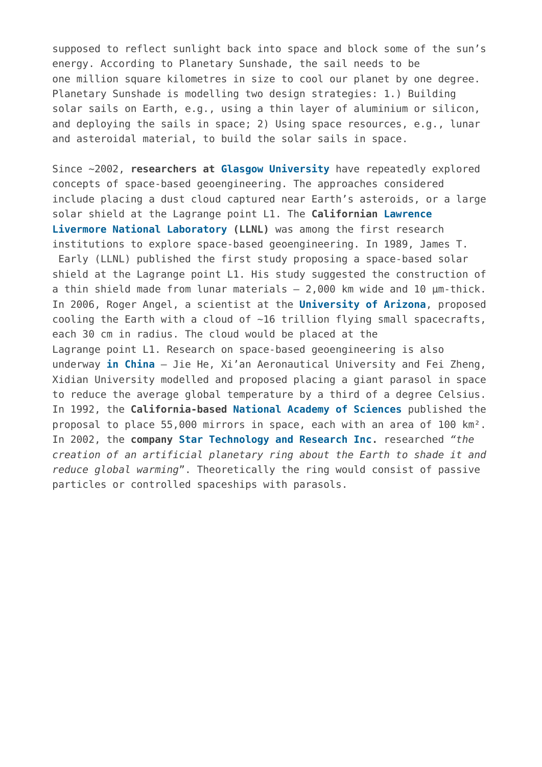supposed to reflect sunlight back into space and block some of the sun's energy. According to Planetary Sunshade, the sail needs to be one million square kilometres in size to cool our planet by one degree. Planetary Sunshade is modelling two design strategies: 1.) Building solar sails on Earth, e.g., using a thin layer of aluminium or silicon, and deploying the sails in space; 2) Using space resources, e.g., lunar and asteroidal material, to build the solar sails in space.

Since ~2002, **researchers at Glasgow University** have repeatedly explored concepts of space-based geoengineering. The approaches considered include placing a dust cloud captured near Earth's asteroids, or a large solar shield at the Lagrange point L1. The **Californian Lawrence Livermore National Laboratory (LLNL)** was among the first research institutions to explore space-based geoengineering. In 1989, James T. Early (LLNL) published the first study proposing a space-based solar shield at the Lagrange point L1. His study suggested the construction of a thin shield made from lunar materials – 2,000 km wide and 10 µm-thick. In 2006, Roger Angel, a scientist at the **University of Arizona**, proposed cooling the Earth with a cloud of ~16 trillion flying small spacecrafts, each 30 cm in radius. The cloud would be placed at the Lagrange point L1. Research on space-based geoengineering is also underway **in China** – Jie He, Xi'an Aeronautical University and Fei Zheng, Xidian University modelled and proposed placing a giant parasol in space to reduce the average global temperature by a third of a degree Celsius. In 1992, the **California-based National Academy of Sciences** published the proposal to place 55,000 mirrors in space, each with an area of 100 km². In 2002, the **company Star Technology and Research Inc.** researched "*the creation of an artificial planetary ring about the Earth to shade it and reduce global warming*". Theoretically the ring would consist of passive particles or controlled spaceships with parasols.